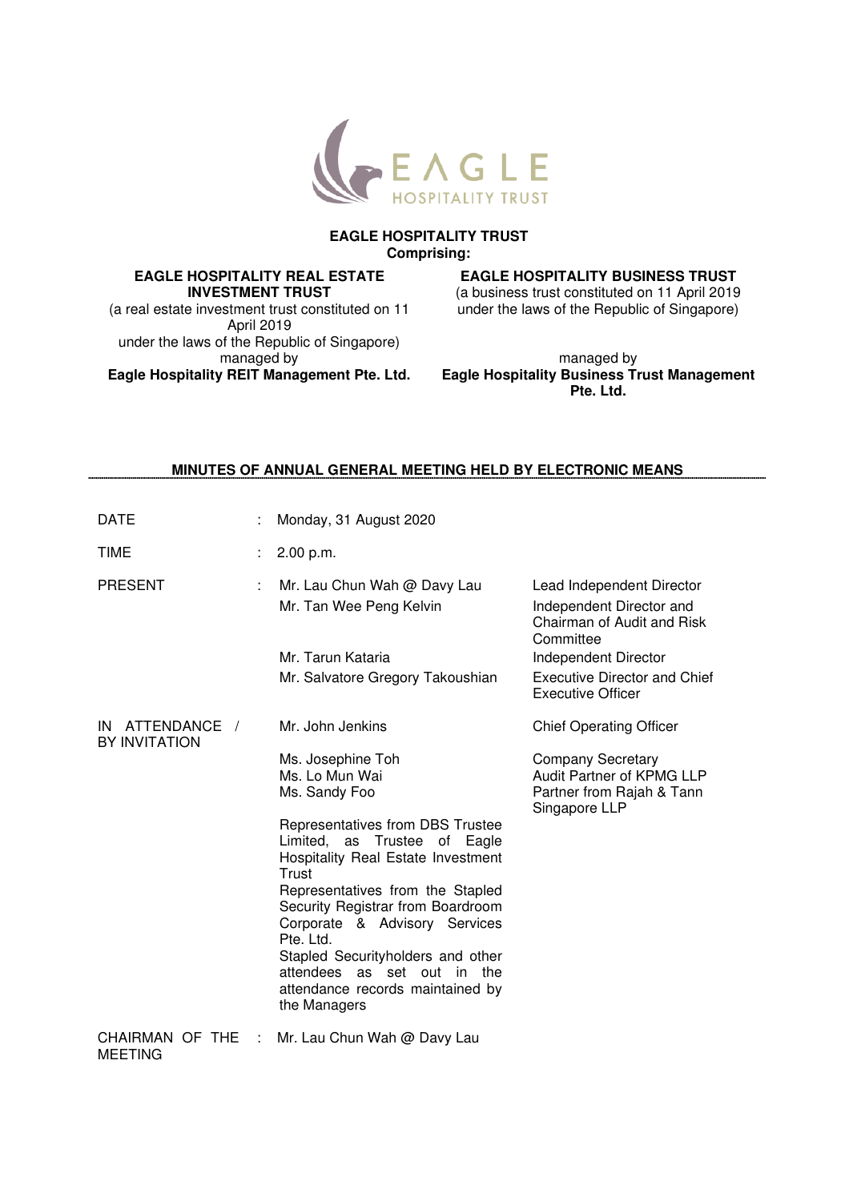# EAGLE HOSPITALITY TRUST

**Comprising:**

**EAGLE HOSPITALITY REAL ESTATE INVESTMENT TRUST**
(a real estate investment trust constituted on 11 April 2019 under the laws of the Republic of Singapore)
managed by
**Eagle Hospitality REIT Management Pte. Ltd.**

**EAGLE HOSPITALITY BUSINESS TRUST**
(a business trust constituted on 11 April 2019 under the laws of the Republic of Singapore)
managed by
**Eagle Hospitality Business Trust Management Pte. Ltd.**

## MINUTES OF ANNUAL GENERAL MEETING HELD BY ELECTRONIC MEANS

| | | | |
|---|---|---|---|
| DATE | : | Monday, 31 August 2020 | |
| TIME | : | 2.00 p.m. | |
| PRESENT | : | Mr. Lau Chun Wah @ Davy Lau | Lead Independent Director |
| | | Mr. Tan Wee Peng Kelvin | Independent Director and Chairman of Audit and Risk Committee |
| | | Mr. Tarun Kataria | Independent Director |
| | | Mr. Salvatore Gregory Takoushian | Executive Director and Chief Executive Officer |
| IN ATTENDANCE / BY INVITATION | | Mr. John Jenkins | Chief Operating Officer |
| | | Ms. Josephine Toh | Company Secretary |
| | | Ms. Lo Mun Wai | Audit Partner of KPMG LLP |
| | | Ms. Sandy Foo | Partner from Rajah & Tann Singapore LLP |
| | | Representatives from DBS Trustee Limited, as Trustee of Eagle Hospitality Real Estate Investment Trust | |
| | | Representatives from the Stapled Security Registrar from Boardroom Corporate & Advisory Services Pte. Ltd. | |
| | | Stapled Securityholders and other attendees as set out in the attendance records maintained by the Managers | |
| CHAIRMAN OF THE MEETING | : | Mr. Lau Chun Wah @ Davy Lau | |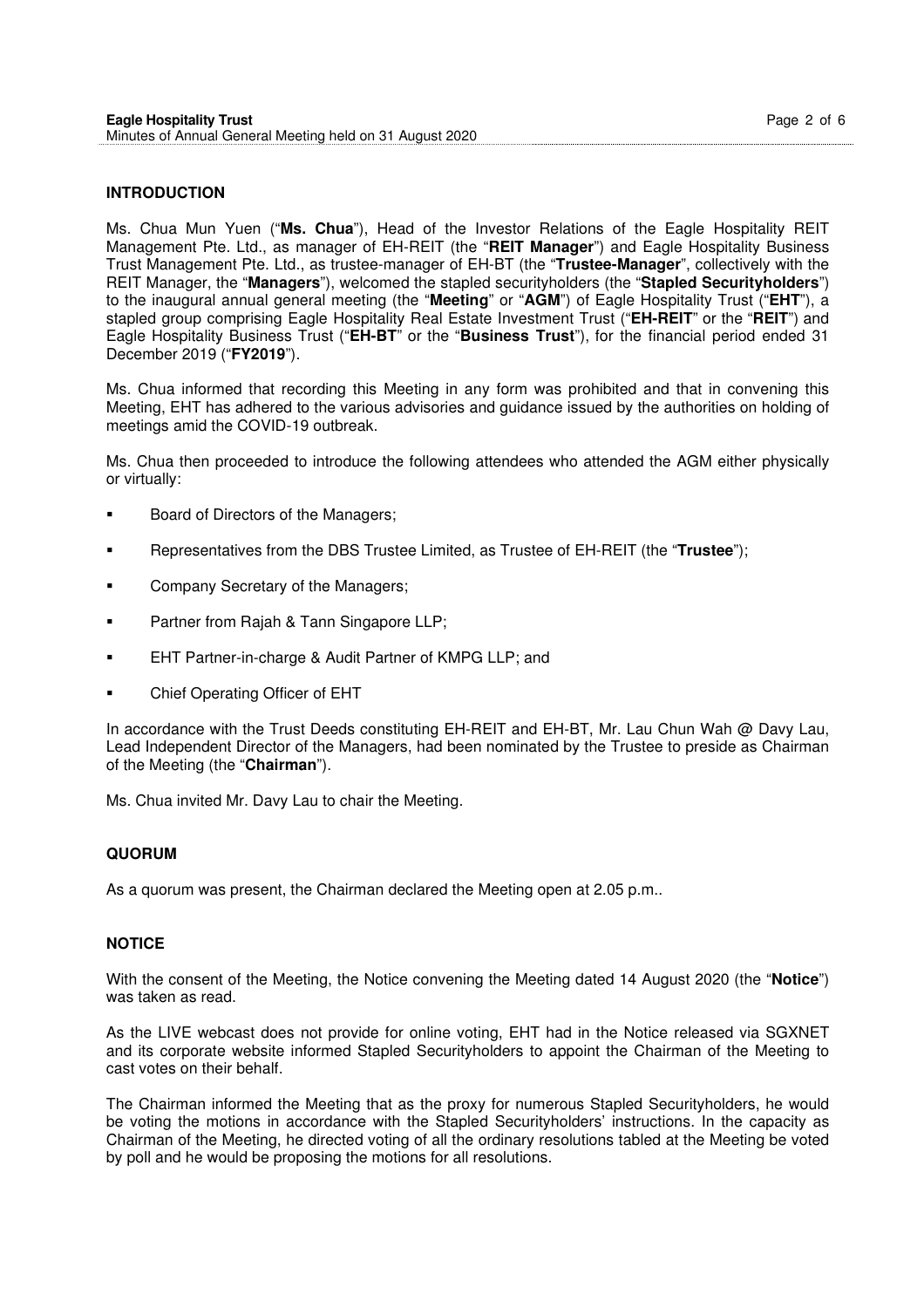## INTRODUCTION

Ms. Chua Mun Yuen ("**Ms. Chua**"), Head of the Investor Relations of the Eagle Hospitality REIT Management Pte. Ltd., as manager of EH-REIT (the "**REIT Manager**") and Eagle Hospitality Business Trust Management Pte. Ltd., as trustee-manager of EH-BT (the "**Trustee-Manager**", collectively with the REIT Manager, the "**Managers**"), welcomed the stapled securityholders (the "**Stapled Securityholders**") to the inaugural annual general meeting (the "**Meeting**" or "**AGM**") of Eagle Hospitality Trust ("**EHT**"), a stapled group comprising Eagle Hospitality Real Estate Investment Trust ("**EH-REIT**" or the "**REIT**") and Eagle Hospitality Business Trust ("**EH-BT**" or the "**Business Trust**"), for the financial period ended 31 December 2019 ("**FY2019**").

Ms. Chua informed that recording this Meeting in any form was prohibited and that in convening this Meeting, EHT has adhered to the various advisories and guidance issued by the authorities on holding of meetings amid the COVID-19 outbreak.

Ms. Chua then proceeded to introduce the following attendees who attended the AGM either physically or virtually:

- Board of Directors of the Managers;
- Representatives from the DBS Trustee Limited, as Trustee of EH-REIT (the "**Trustee**");
- Company Secretary of the Managers;
- Partner from Rajah & Tann Singapore LLP;
- EHT Partner-in-charge & Audit Partner of KMPG LLP; and
- Chief Operating Officer of EHT

In accordance with the Trust Deeds constituting EH-REIT and EH-BT, Mr. Lau Chun Wah @ Davy Lau, Lead Independent Director of the Managers, had been nominated by the Trustee to preside as Chairman of the Meeting (the "**Chairman**").

Ms. Chua invited Mr. Davy Lau to chair the Meeting.

## QUORUM

As a quorum was present, the Chairman declared the Meeting open at 2.05 p.m..

## NOTICE

With the consent of the Meeting, the Notice convening the Meeting dated 14 August 2020 (the "**Notice**") was taken as read.

As the LIVE webcast does not provide for online voting, EHT had in the Notice released via SGXNET and its corporate website informed Stapled Securityholders to appoint the Chairman of the Meeting to cast votes on their behalf.

The Chairman informed the Meeting that as the proxy for numerous Stapled Securityholders, he would be voting the motions in accordance with the Stapled Securityholders' instructions. In the capacity as Chairman of the Meeting, he directed voting of all the ordinary resolutions tabled at the Meeting be voted by poll and he would be proposing the motions for all resolutions.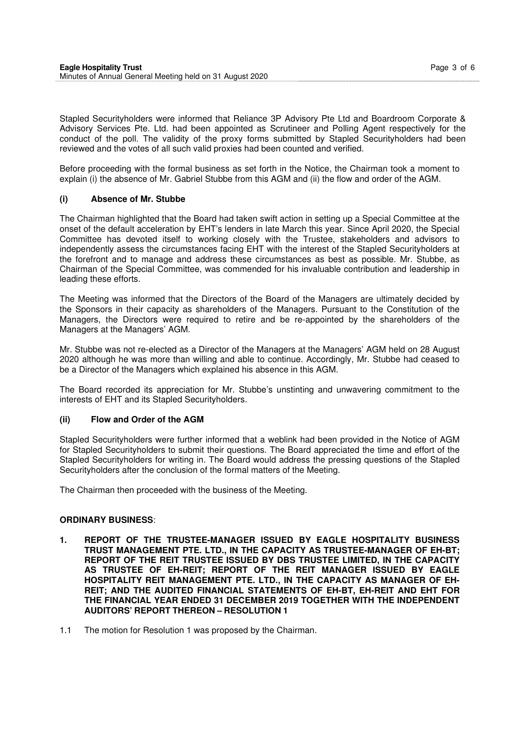Stapled Securityholders were informed that Reliance 3P Advisory Pte Ltd and Boardroom Corporate & Advisory Services Pte. Ltd. had been appointed as Scrutineer and Polling Agent respectively for the conduct of the poll. The validity of the proxy forms submitted by Stapled Securityholders had been reviewed and the votes of all such valid proxies had been counted and verified.

Before proceeding with the formal business as set forth in the Notice, the Chairman took a moment to explain (i) the absence of Mr. Gabriel Stubbe from this AGM and (ii) the flow and order of the AGM.

### (i) Absence of Mr. Stubbe

The Chairman highlighted that the Board had taken swift action in setting up a Special Committee at the onset of the default acceleration by EHT's lenders in late March this year. Since April 2020, the Special Committee has devoted itself to working closely with the Trustee, stakeholders and advisors to independently assess the circumstances facing EHT with the interest of the Stapled Securityholders at the forefront and to manage and address these circumstances as best as possible. Mr. Stubbe, as Chairman of the Special Committee, was commended for his invaluable contribution and leadership in leading these efforts.

The Meeting was informed that the Directors of the Board of the Managers are ultimately decided by the Sponsors in their capacity as shareholders of the Managers. Pursuant to the Constitution of the Managers, the Directors were required to retire and be re-appointed by the shareholders of the Managers at the Managers' AGM.

Mr. Stubbe was not re-elected as a Director of the Managers at the Managers' AGM held on 28 August 2020 although he was more than willing and able to continue. Accordingly, Mr. Stubbe had ceased to be a Director of the Managers which explained his absence in this AGM.

The Board recorded its appreciation for Mr. Stubbe's unstinting and unwavering commitment to the interests of EHT and its Stapled Securityholders.

### (ii) Flow and Order of the AGM

Stapled Securityholders were further informed that a weblink had been provided in the Notice of AGM for Stapled Securityholders to submit their questions. The Board appreciated the time and effort of the Stapled Securityholders for writing in. The Board would address the pressing questions of the Stapled Securityholders after the conclusion of the formal matters of the Meeting.

The Chairman then proceeded with the business of the Meeting.

## ORDINARY BUSINESS:

### 1. REPORT OF THE TRUSTEE-MANAGER ISSUED BY EAGLE HOSPITALITY BUSINESS TRUST MANAGEMENT PTE. LTD., IN THE CAPACITY AS TRUSTEE-MANAGER OF EH-BT; REPORT OF THE REIT TRUSTEE ISSUED BY DBS TRUSTEE LIMITED, IN THE CAPACITY AS TRUSTEE OF EH-REIT; REPORT OF THE REIT MANAGER ISSUED BY EAGLE HOSPITALITY REIT MANAGEMENT PTE. LTD., IN THE CAPACITY AS MANAGER OF EH-REIT; AND THE AUDITED FINANCIAL STATEMENTS OF EH-BT, EH-REIT AND EHT FOR THE FINANCIAL YEAR ENDED 31 DECEMBER 2019 TOGETHER WITH THE INDEPENDENT AUDITORS' REPORT THEREON – RESOLUTION 1

1.1 The motion for Resolution 1 was proposed by the Chairman.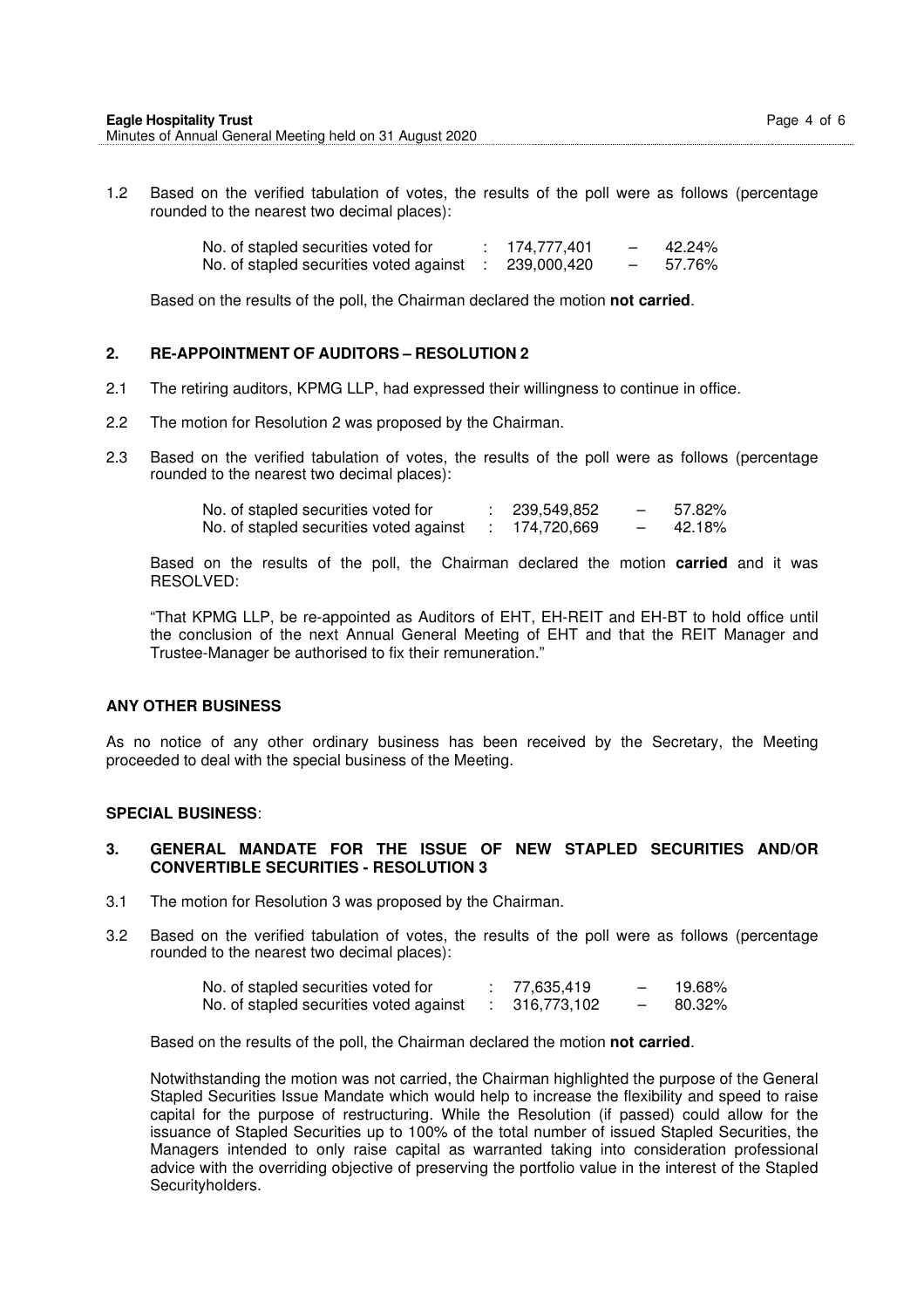1.2 Based on the verified tabulation of votes, the results of the poll were as follows (percentage rounded to the nearest two decimal places):

| | | | | |
|---|---|---|---|---|
| No. of stapled securities voted for | : | 174,777,401 | – | 42.24% |
| No. of stapled securities voted against | : | 239,000,420 | – | 57.76% |

Based on the results of the poll, the Chairman declared the motion **not carried**.

## 2. RE-APPOINTMENT OF AUDITORS – RESOLUTION 2

2.1 The retiring auditors, KPMG LLP, had expressed their willingness to continue in office.

2.2 The motion for Resolution 2 was proposed by the Chairman.

2.3 Based on the verified tabulation of votes, the results of the poll were as follows (percentage rounded to the nearest two decimal places):

| | | | | |
|---|---|---|---|---|
| No. of stapled securities voted for | : | 239,549,852 | – | 57.82% |
| No. of stapled securities voted against | : | 174,720,669 | – | 42.18% |

Based on the results of the poll, the Chairman declared the motion **carried** and it was RESOLVED:

"That KPMG LLP, be re-appointed as Auditors of EHT, EH-REIT and EH-BT to hold office until the conclusion of the next Annual General Meeting of EHT and that the REIT Manager and Trustee-Manager be authorised to fix their remuneration."

## ANY OTHER BUSINESS

As no notice of any other ordinary business has been received by the Secretary, the Meeting proceeded to deal with the special business of the Meeting.

## SPECIAL BUSINESS:

## 3. GENERAL MANDATE FOR THE ISSUE OF NEW STAPLED SECURITIES AND/OR CONVERTIBLE SECURITIES - RESOLUTION 3

3.1 The motion for Resolution 3 was proposed by the Chairman.

3.2 Based on the verified tabulation of votes, the results of the poll were as follows (percentage rounded to the nearest two decimal places):

| | | | | |
|---|---|---|---|---|
| No. of stapled securities voted for | : | 77,635,419 | – | 19.68% |
| No. of stapled securities voted against | : | 316,773,102 | – | 80.32% |

Based on the results of the poll, the Chairman declared the motion **not carried**.

Notwithstanding the motion was not carried, the Chairman highlighted the purpose of the General Stapled Securities Issue Mandate which would help to increase the flexibility and speed to raise capital for the purpose of restructuring. While the Resolution (if passed) could allow for the issuance of Stapled Securities up to 100% of the total number of issued Stapled Securities, the Managers intended to only raise capital as warranted taking into consideration professional advice with the overriding objective of preserving the portfolio value in the interest of the Stapled Securityholders.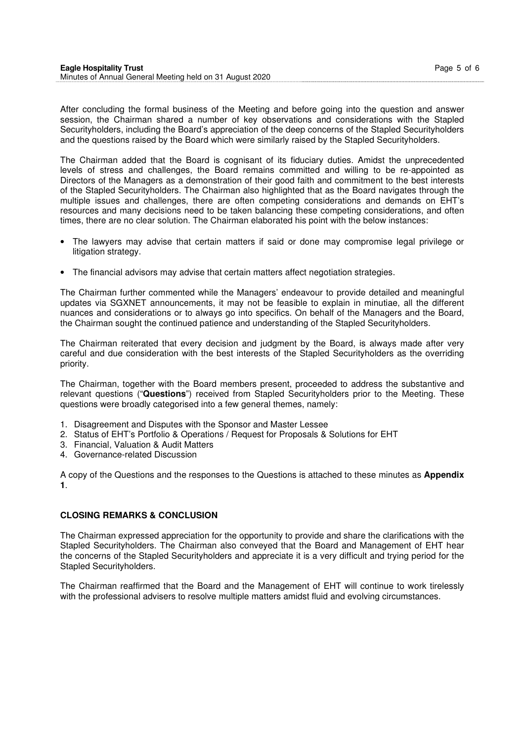After concluding the formal business of the Meeting and before going into the question and answer session, the Chairman shared a number of key observations and considerations with the Stapled Securityholders, including the Board's appreciation of the deep concerns of the Stapled Securityholders and the questions raised by the Board which were similarly raised by the Stapled Securityholders.

The Chairman added that the Board is cognisant of its fiduciary duties. Amidst the unprecedented levels of stress and challenges, the Board remains committed and willing to be re-appointed as Directors of the Managers as a demonstration of their good faith and commitment to the best interests of the Stapled Securityholders. The Chairman also highlighted that as the Board navigates through the multiple issues and challenges, there are often competing considerations and demands on EHT's resources and many decisions need to be taken balancing these competing considerations, and often times, there are no clear solution. The Chairman elaborated his point with the below instances:

- The lawyers may advise that certain matters if said or done may compromise legal privilege or litigation strategy.
- The financial advisors may advise that certain matters affect negotiation strategies.

The Chairman further commented while the Managers' endeavour to provide detailed and meaningful updates via SGXNET announcements, it may not be feasible to explain in minutiae, all the different nuances and considerations or to always go into specifics. On behalf of the Managers and the Board, the Chairman sought the continued patience and understanding of the Stapled Securityholders.

The Chairman reiterated that every decision and judgment by the Board, is always made after very careful and due consideration with the best interests of the Stapled Securityholders as the overriding priority.

The Chairman, together with the Board members present, proceeded to address the substantive and relevant questions ("**Questions**") received from Stapled Securityholders prior to the Meeting. These questions were broadly categorised into a few general themes, namely:

1. Disagreement and Disputes with the Sponsor and Master Lessee
2. Status of EHT's Portfolio & Operations / Request for Proposals & Solutions for EHT
3. Financial, Valuation & Audit Matters
4. Governance-related Discussion

A copy of the Questions and the responses to the Questions is attached to these minutes as **Appendix 1**.

**CLOSING REMARKS & CONCLUSION**

The Chairman expressed appreciation for the opportunity to provide and share the clarifications with the Stapled Securityholders. The Chairman also conveyed that the Board and Management of EHT hear the concerns of the Stapled Securityholders and appreciate it is a very difficult and trying period for the Stapled Securityholders.

The Chairman reaffirmed that the Board and the Management of EHT will continue to work tirelessly with the professional advisers to resolve multiple matters amidst fluid and evolving circumstances.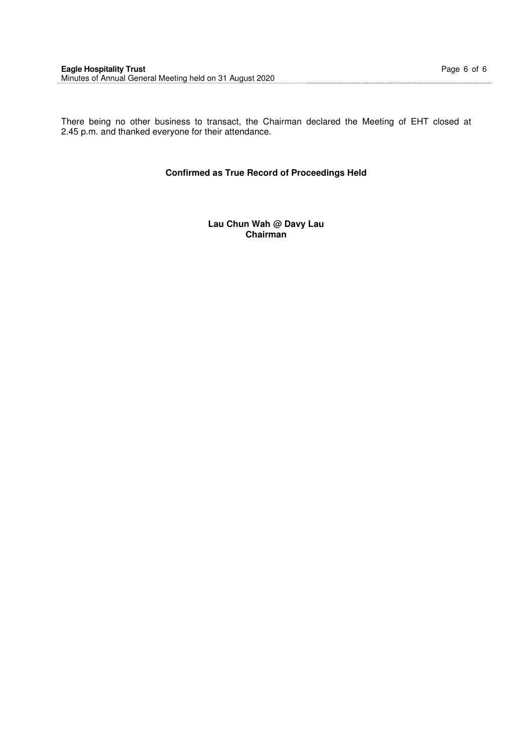There being no other business to transact, the Chairman declared the Meeting of EHT closed at 2.45 p.m. and thanked everyone for their attendance.

**Confirmed as True Record of Proceedings Held**

**Lau Chun Wah @ Davy Lau**
**Chairman**